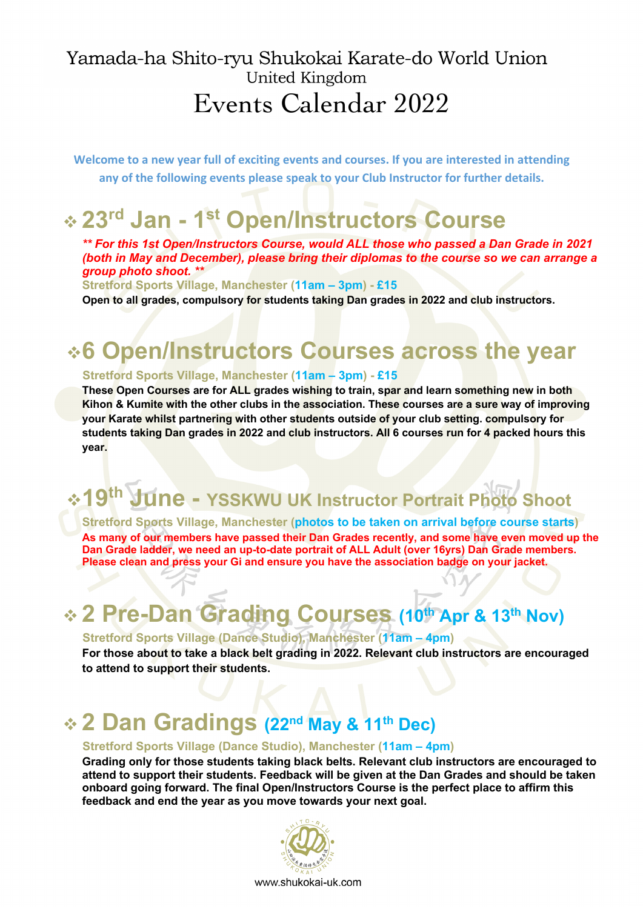# Yamada-ha Shito-ryu Shukokai Karate-do World Union

## United Kingdom

# Events Calendar 2022

**Welcome to a new year full of exciting events and courses. If you are interested in attending any of the following events please speak to your Club Instructor for further details.**

## ❖ 23rd Jan - 1st Open/Instructors Course

***\*\* For this 1st Open/Instructors Course, would ALL those who passed a Dan Grade in 2021 (both in May and December), please bring their diplomas to the course so we can arrange a group photo shoot. \*\****

**Stretford Sports Village, Manchester (11am – 3pm) - £15**

**Open to all grades, compulsory for students taking Dan grades in 2022 and club instructors.**

## ❖ 6 Open/Instructors Courses across the year

**Stretford Sports Village, Manchester (11am – 3pm) - £15**

**These Open Courses are for ALL grades wishing to train, spar and learn something new in both Kihon & Kumite with the other clubs in the association. These courses are a sure way of improving your Karate whilst partnering with other students outside of your club setting. compulsory for students taking Dan grades in 2022 and club instructors. All 6 courses run for 4 packed hours this year.**

## ❖ 19th June - YSSKWU UK Instructor Portrait Photo Shoot

**Stretford Sports Village, Manchester (photos to be taken on arrival before course starts)**

**As many of our members have passed their Dan Grades recently, and some have even moved up the Dan Grade ladder, we need an up-to-date portrait of ALL Adult (over 16yrs) Dan Grade members. Please clean and press your Gi and ensure you have the association badge on your jacket.**

## ❖ 2 Pre-Dan Grading Courses (10th Apr & 13th Nov)

**Stretford Sports Village (Dance Studio), Manchester (11am – 4pm)**

**For those about to take a black belt grading in 2022. Relevant club instructors are encouraged to attend to support their students.**

## ❖ 2 Dan Gradings (22nd May & 11th Dec)

**Stretford Sports Village (Dance Studio), Manchester (11am – 4pm)**

**Grading only for those students taking black belts. Relevant club instructors are encouraged to attend to support their students. Feedback will be given at the Dan Grades and should be taken onboard going forward. The final Open/Instructors Course is the perfect place to affirm this feedback and end the year as you move towards your next goal.**

www.shukokai-uk.com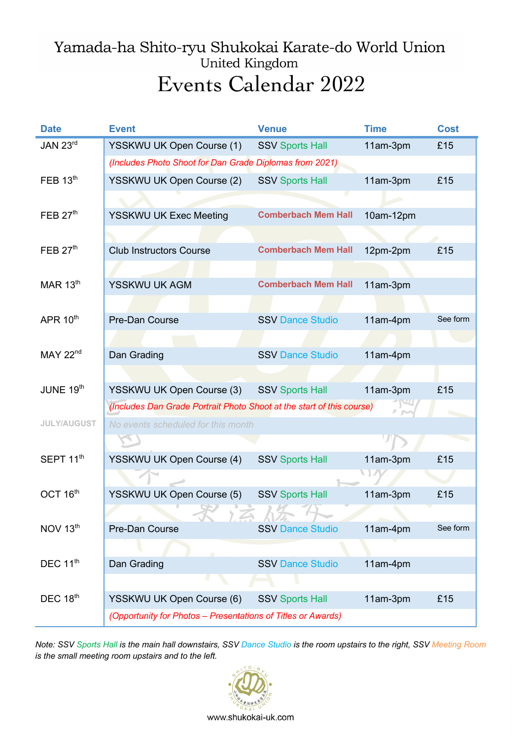# Yamada-ha Shito-ryu Shukokai Karate-do World Union

## United Kingdom

# Events Calendar 2022

| Date | Event | Venue | Time | Cost |
|---|---|---|---|---|
| JAN 23rd | YSSKWU UK Open Course (1) | SSV Sports Hall | 11am-3pm | £15 |
| | *(Includes Photo Shoot for Dan Grade Diplomas from 2021)* | | | |
| FEB 13th | YSSKWU UK Open Course (2) | SSV Sports Hall | 11am-3pm | £15 |
| FEB 27th | YSSKWU UK Exec Meeting | **Comberbach Mem Hall** | 10am-12pm | |
| FEB 27th | Club Instructors Course | **Comberbach Mem Hall** | 12pm-2pm | £15 |
| MAR 13th | YSSKWU UK AGM | **Comberbach Mem Hall** | 11am-3pm | |
| APR 10th | Pre-Dan Course | SSV Dance Studio | 11am-4pm | See form |
| MAY 22nd | Dan Grading | SSV Dance Studio | 11am-4pm | |
| JUNE 19th | YSSKWU UK Open Course (3) | SSV Sports Hall | 11am-3pm | £15 |
| | *(Includes Dan Grade Portrait Photo Shoot at the start of this course)* | | | |
| **JULY/AUGUST** | *No events scheduled for this month* | | | |
| SEPT 11th | YSSKWU UK Open Course (4) | SSV Sports Hall | 11am-3pm | £15 |
| OCT 16th | YSSKWU UK Open Course (5) | SSV Sports Hall | 11am-3pm | £15 |
| NOV 13th | Pre-Dan Course | SSV Dance Studio | 11am-4pm | See form |
| DEC 11th | Dan Grading | SSV Dance Studio | 11am-4pm | |
| DEC 18th | YSSKWU UK Open Course (6) | SSV Sports Hall | 11am-3pm | £15 |
| | *(Opportunity for Photos – Presentations of Titles or Awards)* | | | |

*Note: SSV Sports Hall is the main hall downstairs, SSV Dance Studio is the room upstairs to the right, SSV Meeting Room is the small meeting room upstairs and to the left.*

www.shukokai-uk.com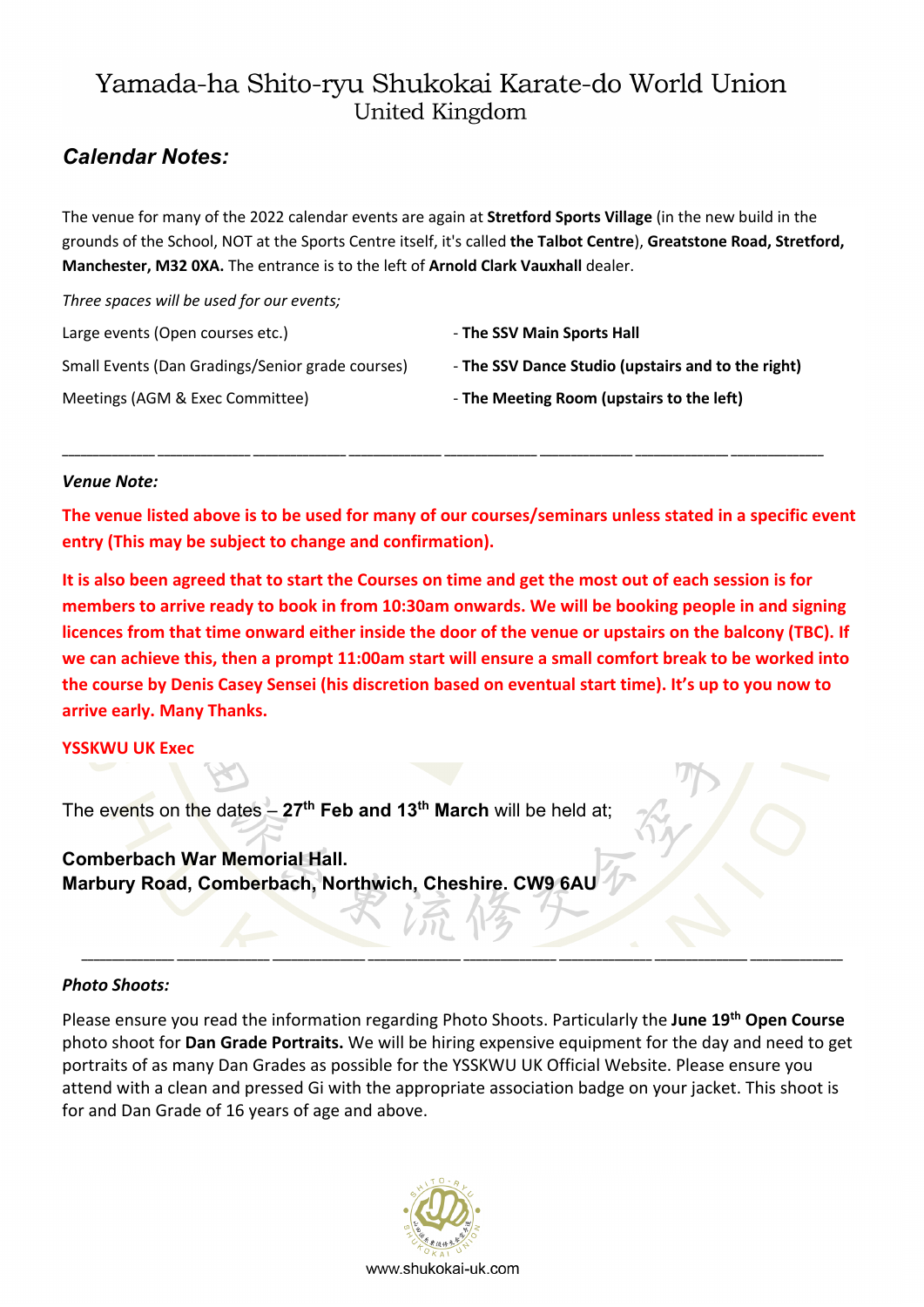# Yamada-ha Shito-ryu Shukokai Karate-do World Union
United Kingdom

## *Calendar Notes:*

The venue for many of the 2022 calendar events are again at **Stretford Sports Village** (in the new build in the grounds of the School, NOT at the Sports Centre itself, it's called **the Talbot Centre**), **Greatstone Road, Stretford, Manchester, M32 0XA.** The entrance is to the left of **Arnold Clark Vauxhall** dealer.

*Three spaces will be used for our events;*

| | |
|---|---|
| Large events (Open courses etc.) | - **The SSV Main Sports Hall** |
| Small Events (Dan Gradings/Senior grade courses) | - **The SSV Dance Studio (upstairs and to the right)** |
| Meetings (AGM & Exec Committee) | - **The Meeting Room (upstairs to the left)** |

---

***Venue Note:***

**The venue listed above is to be used for many of our courses/seminars unless stated in a specific event entry (This may be subject to change and confirmation).**

**It is also been agreed that to start the Courses on time and get the most out of each session is for members to arrive ready to book in from 10:30am onwards. We will be booking people in and signing licences from that time onward either inside the door of the venue or upstairs on the balcony (TBC). If we can achieve this, then a prompt 11:00am start will ensure a small comfort break to be worked into the course by Denis Casey Sensei (his discretion based on eventual start time). It's up to you now to arrive early. Many Thanks.**

**YSSKWU UK Exec**

The events on the dates – **27th Feb and 13th March** will be held at;

**Comberbach War Memorial Hall.**
**Marbury Road, Comberbach, Northwich, Cheshire. CW9 6AU**

---

***Photo Shoots:***

Please ensure you read the information regarding Photo Shoots. Particularly the **June 19th Open Course** photo shoot for **Dan Grade Portraits.** We will be hiring expensive equipment for the day and need to get portraits of as many Dan Grades as possible for the YSSKWU UK Official Website. Please ensure you attend with a clean and pressed Gi with the appropriate association badge on your jacket. This shoot is for and Dan Grade of 16 years of age and above.

www.shukokai-uk.com